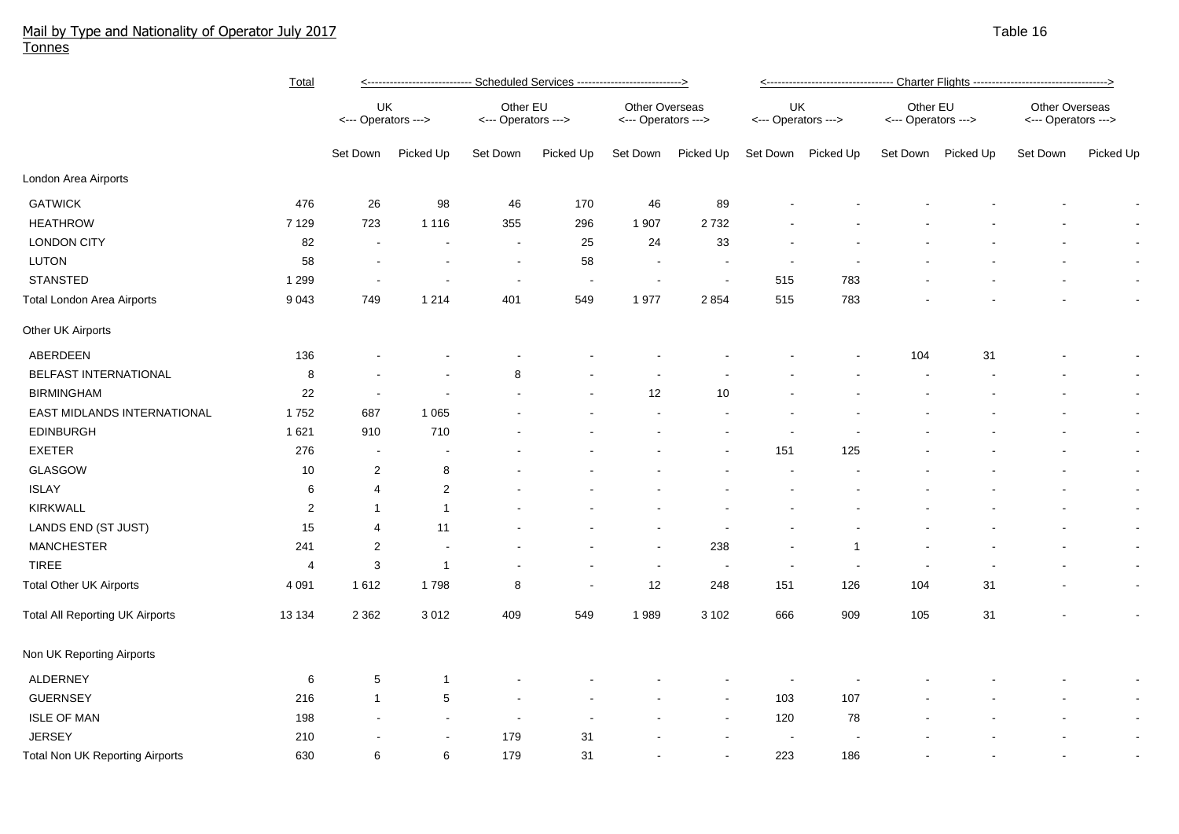## Mail by Type and Nationality of Operator July 2017
Tonnes

Table 16

| | Total | Scheduled Services | | | | | | Charter Flights | | | | | |
|---|---|---|---|---|---|---|---|---|---|---|---|---|---|
| | | UK <--- Operators ---> | | Other EU <--- Operators ---> | | Other Overseas <--- Operators ---> | | UK <--- Operators ---> | | Other EU <--- Operators ---> | | Other Overseas <--- Operators ---> | |
| | | Set Down | Picked Up | Set Down | Picked Up | Set Down | Picked Up | Set Down | Picked Up | Set Down | Picked Up | Set Down | Picked Up |
| London Area Airports | | | | | | | | | | | | | |
| GATWICK | 476 | 26 | 98 | 46 | 170 | 46 | 89 | - | - | - | - | - | - |
| HEATHROW | 7 129 | 723 | 1 116 | 355 | 296 | 1 907 | 2 732 | - | - | - | - | - | - |
| LONDON CITY | 82 | - | - | - | 25 | 24 | 33 | - | - | - | - | - | - |
| LUTON | 58 | - | - | - | 58 | - | - | - | - | - | - | - | - |
| STANSTED | 1 299 | - | - | - | - | - | - | 515 | 783 | - | - | - | - |
| Total London Area Airports | 9 043 | 749 | 1 214 | 401 | 549 | 1 977 | 2 854 | 515 | 783 | - | - | - | - |
| Other UK Airports | | | | | | | | | | | | | |
| ABERDEEN | 136 | - | - | - | - | - | - | - | - | 104 | 31 | - | - |
| BELFAST INTERNATIONAL | 8 | - | - | 8 | - | - | - | - | - | - | - | - | - |
| BIRMINGHAM | 22 | - | - | - | - | 12 | 10 | - | - | - | - | - | - |
| EAST MIDLANDS INTERNATIONAL | 1 752 | 687 | 1 065 | - | - | - | - | - | - | - | - | - | - |
| EDINBURGH | 1 621 | 910 | 710 | - | - | - | - | - | - | - | - | - | - |
| EXETER | 276 | - | - | - | - | - | - | 151 | 125 | - | - | - | - |
| GLASGOW | 10 | 2 | 8 | - | - | - | - | - | - | - | - | - | - |
| ISLAY | 6 | 4 | 2 | - | - | - | - | - | - | - | - | - | - |
| KIRKWALL | 2 | 1 | 1 | - | - | - | - | - | - | - | - | - | - |
| LANDS END (ST JUST) | 15 | 4 | 11 | - | - | - | - | - | - | - | - | - | - |
| MANCHESTER | 241 | 2 | - | - | - | - | 238 | - | 1 | - | - | - | - |
| TIREE | 4 | 3 | 1 | - | - | - | - | - | - | - | - | - | - |
| Total Other UK Airports | 4 091 | 1 612 | 1 798 | 8 | - | 12 | 248 | 151 | 126 | 104 | 31 | - | - |
| Total All Reporting UK Airports | 13 134 | 2 362 | 3 012 | 409 | 549 | 1 989 | 3 102 | 666 | 909 | 105 | 31 | - | - |
| Non UK Reporting Airports | | | | | | | | | | | | | |
| ALDERNEY | 6 | 5 | 1 | - | - | - | - | - | - | - | - | - | - |
| GUERNSEY | 216 | 1 | 5 | - | - | - | - | 103 | 107 | - | - | - | - |
| ISLE OF MAN | 198 | - | - | - | - | - | - | 120 | 78 | - | - | - | - |
| JERSEY | 210 | - | - | 179 | 31 | - | - | - | - | - | - | - | - |
| Total Non UK Reporting Airports | 630 | 6 | 6 | 179 | 31 | - | - | 223 | 186 | - | - | - | - |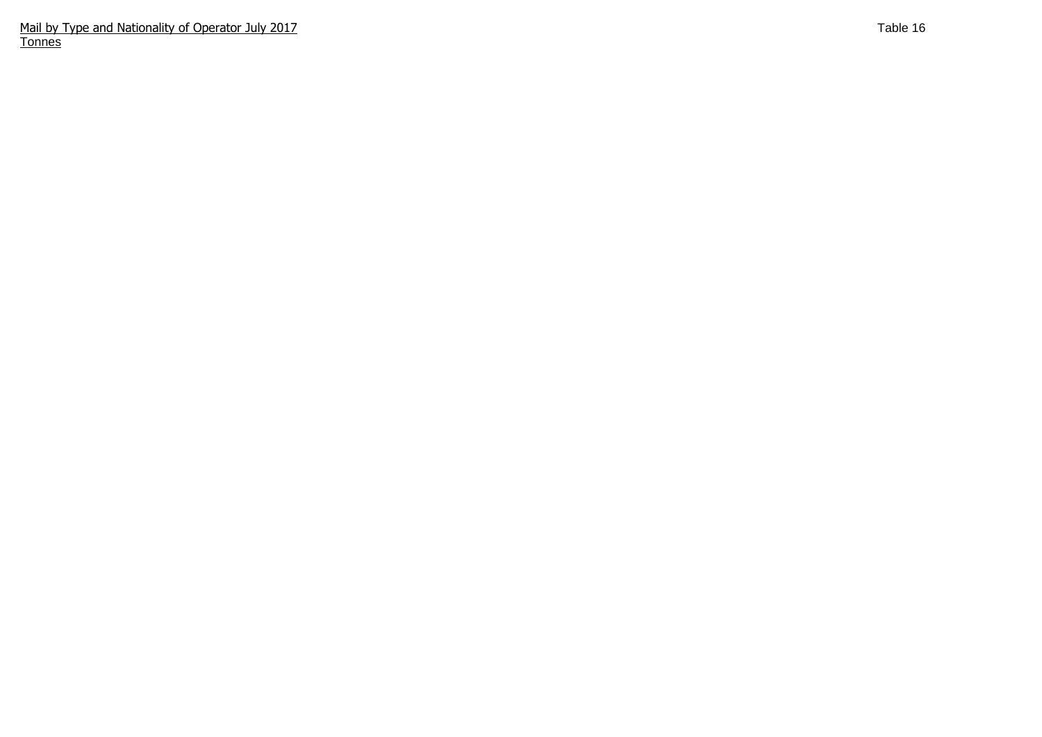Mail by Type and Nationality of Operator July 2017
Tonnes

Table 16